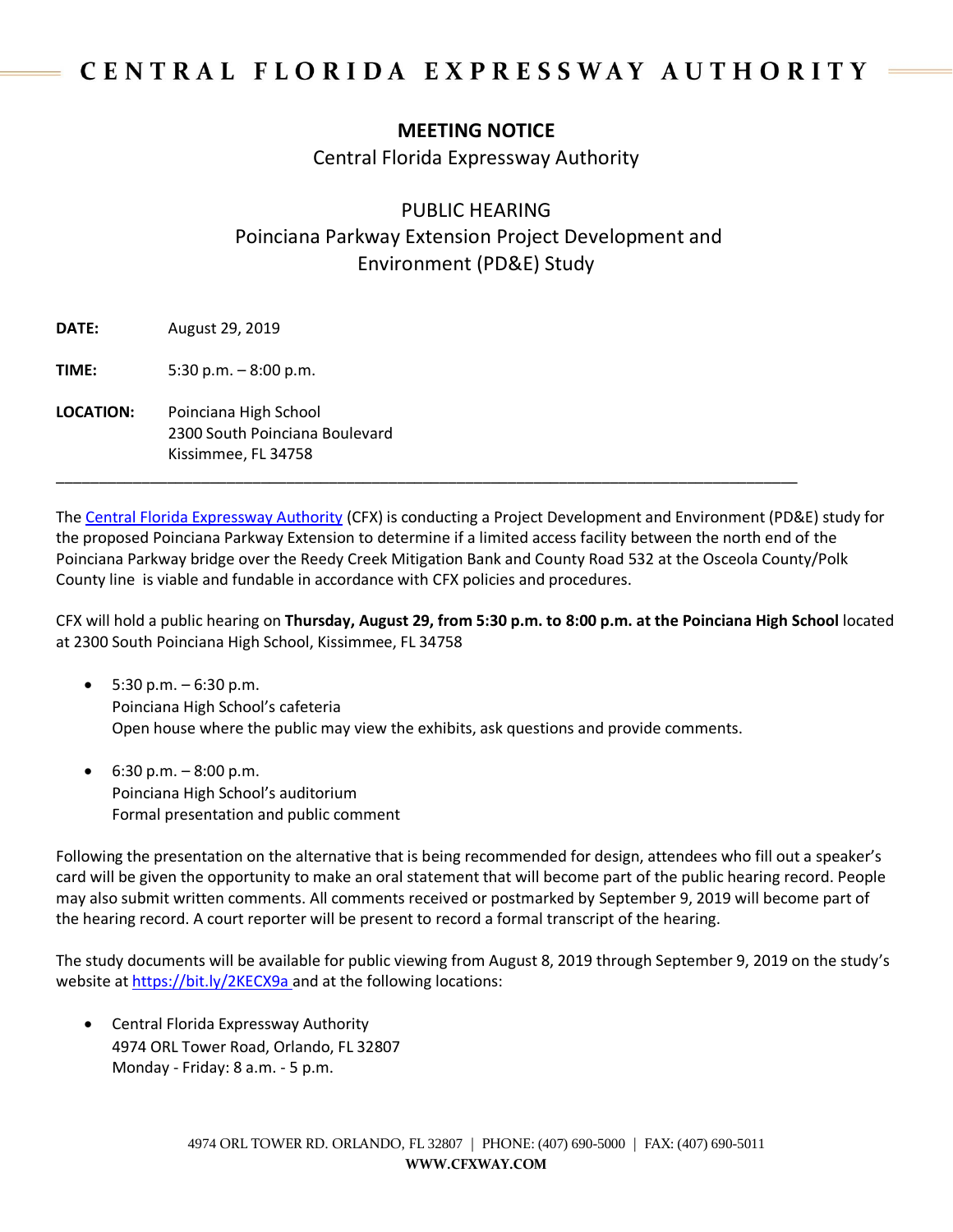# CENTRAL FLORIDA EXPRESSWAY AUTHORITY

## MEETING NOTICE

Central Florida Expressway Authority

PUBLIC HEARING
Poinciana Parkway Extension Project Development and Environment (PD&E) Study

**DATE:** August 29, 2019

**TIME:** 5:30 p.m. – 8:00 p.m.

**LOCATION:** Poinciana High School
2300 South Poinciana Boulevard
Kissimmee, FL 34758

---

The Central Florida Expressway Authority (CFX) is conducting a Project Development and Environment (PD&E) study for the proposed Poinciana Parkway Extension to determine if a limited access facility between the north end of the Poinciana Parkway bridge over the Reedy Creek Mitigation Bank and County Road 532 at the Osceola County/Polk County line is viable and fundable in accordance with CFX policies and procedures.

CFX will hold a public hearing on **Thursday, August 29, from 5:30 p.m. to 8:00 p.m. at the Poinciana High School** located at 2300 South Poinciana High School, Kissimmee, FL 34758

- 5:30 p.m. – 6:30 p.m.
  Poinciana High School's cafeteria
  Open house where the public may view the exhibits, ask questions and provide comments.

- 6:30 p.m. – 8:00 p.m.
  Poinciana High School's auditorium
  Formal presentation and public comment

Following the presentation on the alternative that is being recommended for design, attendees who fill out a speaker's card will be given the opportunity to make an oral statement that will become part of the public hearing record. People may also submit written comments. All comments received or postmarked by September 9, 2019 will become part of the hearing record. A court reporter will be present to record a formal transcript of the hearing.

The study documents will be available for public viewing from August 8, 2019 through September 9, 2019 on the study's website at https://bit.ly/2KECX9a and at the following locations:

- Central Florida Expressway Authority
  4974 ORL Tower Road, Orlando, FL 32807
  Monday - Friday: 8 a.m. - 5 p.m.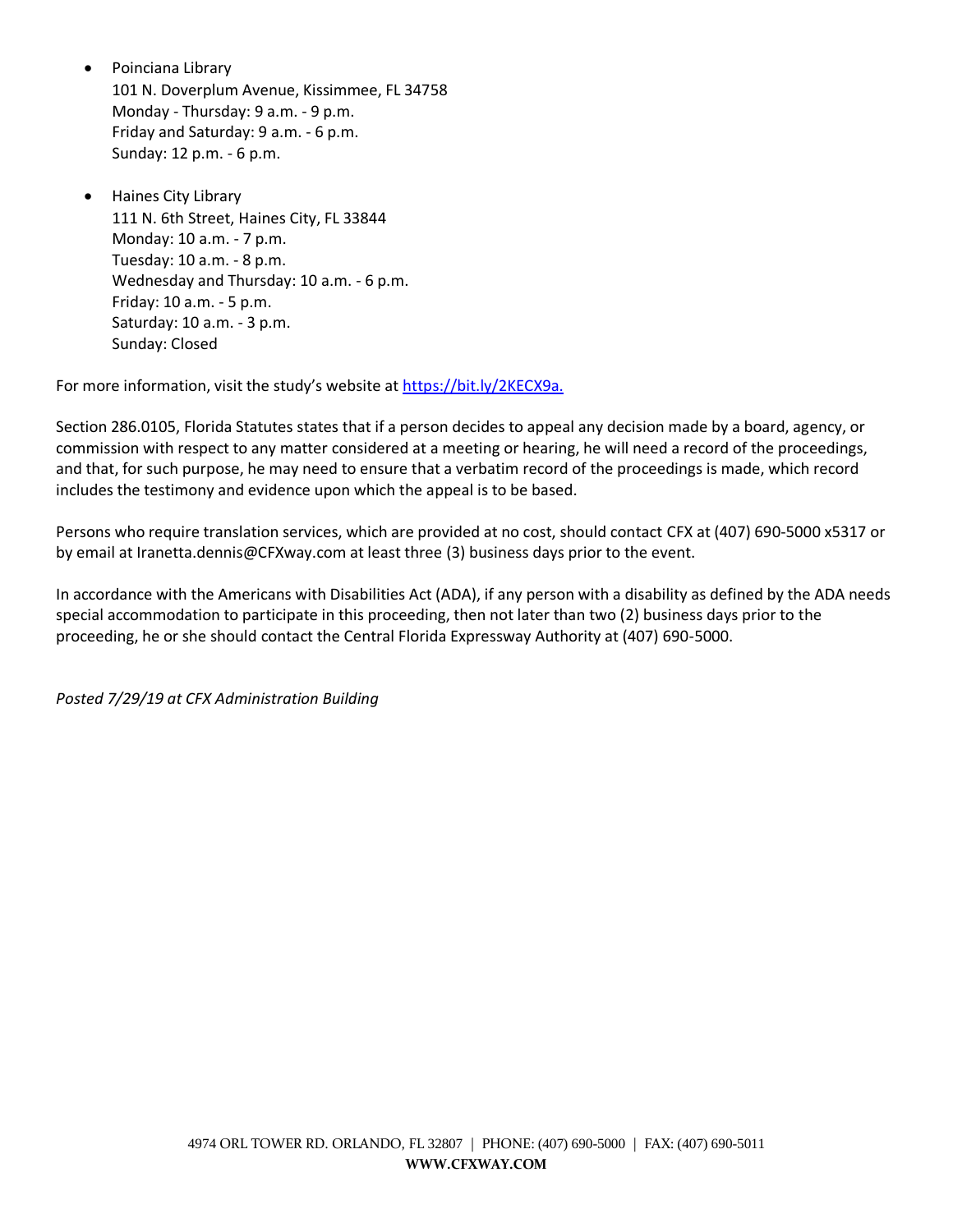- Poinciana Library
  101 N. Doverplum Avenue, Kissimmee, FL 34758
  Monday - Thursday: 9 a.m. - 9 p.m.
  Friday and Saturday: 9 a.m. - 6 p.m.
  Sunday: 12 p.m. - 6 p.m.

- Haines City Library
  111 N. 6th Street, Haines City, FL 33844
  Monday: 10 a.m. - 7 p.m.
  Tuesday: 10 a.m. - 8 p.m.
  Wednesday and Thursday: 10 a.m. - 6 p.m.
  Friday: 10 a.m. - 5 p.m.
  Saturday: 10 a.m. - 3 p.m.
  Sunday: Closed

For more information, visit the study's website at https://bit.ly/2KECX9a.

Section 286.0105, Florida Statutes states that if a person decides to appeal any decision made by a board, agency, or commission with respect to any matter considered at a meeting or hearing, he will need a record of the proceedings, and that, for such purpose, he may need to ensure that a verbatim record of the proceedings is made, which record includes the testimony and evidence upon which the appeal is to be based.

Persons who require translation services, which are provided at no cost, should contact CFX at (407) 690-5000 x5317 or by email at Iranetta.dennis@CFXway.com at least three (3) business days prior to the event.

In accordance with the Americans with Disabilities Act (ADA), if any person with a disability as defined by the ADA needs special accommodation to participate in this proceeding, then not later than two (2) business days prior to the proceeding, he or she should contact the Central Florida Expressway Authority at (407) 690-5000.

*Posted 7/29/19 at CFX Administration Building*

4974 ORL TOWER RD. ORLANDO, FL 32807 | PHONE: (407) 690-5000 | FAX: (407) 690-5011
**WWW.CFXWAY.COM**